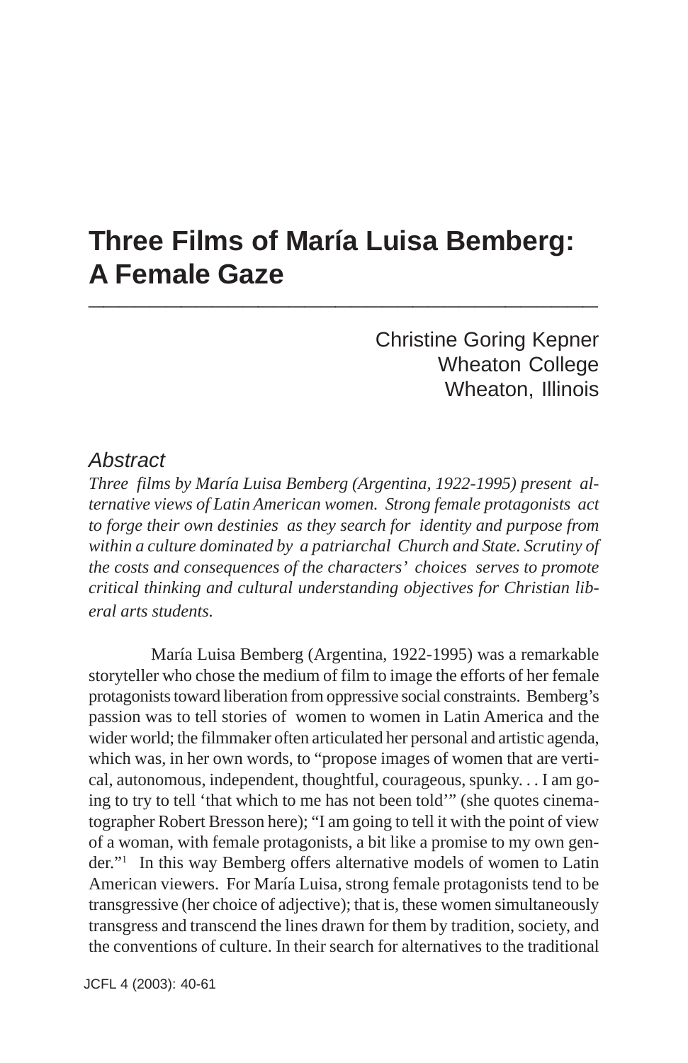# Three Films of María Luisa Bemberg: A Female Gaze

Christine Goring Kepner
Wheaton College
Wheaton, Illinois

## Abstract

*Three films by María Luisa Bemberg (Argentina, 1922-1995) present alternative views of Latin American women. Strong female protagonists act to forge their own destinies as they search for identity and purpose from within a culture dominated by a patriarchal Church and State. Scrutiny of the costs and consequences of the characters' choices serves to promote critical thinking and cultural understanding objectives for Christian liberal arts students.*

María Luisa Bemberg (Argentina, 1922-1995) was a remarkable storyteller who chose the medium of film to image the efforts of her female protagonists toward liberation from oppressive social constraints. Bemberg's passion was to tell stories of women to women in Latin America and the wider world; the filmmaker often articulated her personal and artistic agenda, which was, in her own words, to "propose images of women that are vertical, autonomous, independent, thoughtful, courageous, spunky. . . I am going to try to tell 'that which to me has not been told'" (she quotes cinematographer Robert Bresson here); "I am going to tell it with the point of view of a woman, with female protagonists, a bit like a promise to my own gender."[1] In this way Bemberg offers alternative models of women to Latin American viewers. For María Luisa, strong female protagonists tend to be transgressive (her choice of adjective); that is, these women simultaneously transgress and transcend the lines drawn for them by tradition, society, and the conventions of culture. In their search for alternatives to the traditional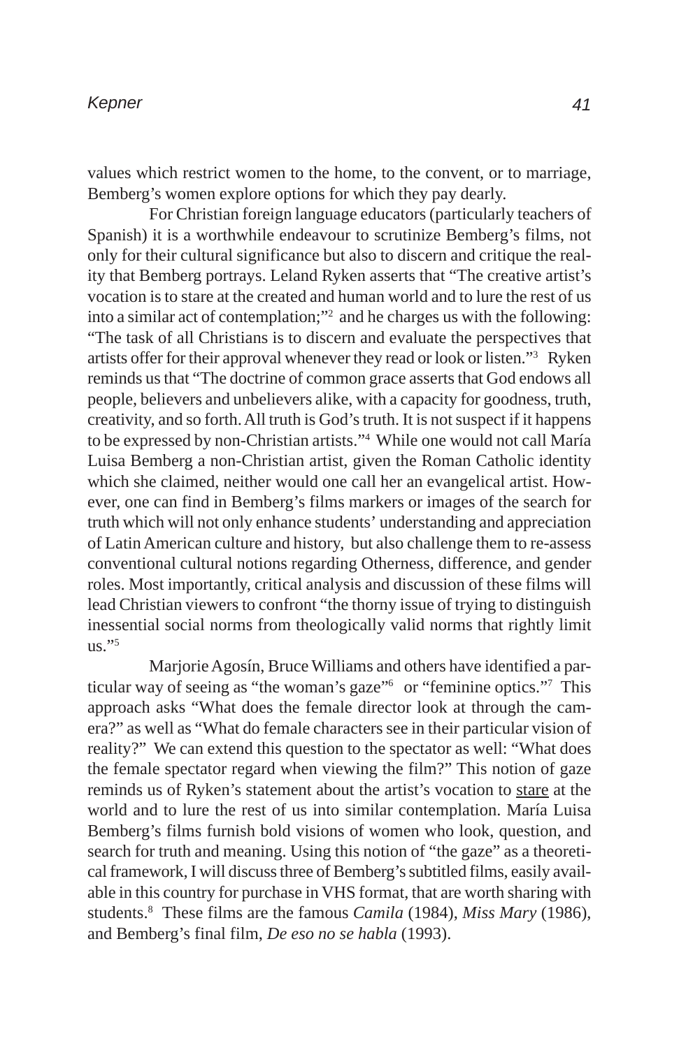values which restrict women to the home, to the convent, or to marriage, Bemberg's women explore options for which they pay dearly.

For Christian foreign language educators (particularly teachers of Spanish) it is a worthwhile endeavour to scrutinize Bemberg's films, not only for their cultural significance but also to discern and critique the reality that Bemberg portrays. Leland Ryken asserts that "The creative artist's vocation is to stare at the created and human world and to lure the rest of us into a similar act of contemplation;"[2] and he charges us with the following: "The task of all Christians is to discern and evaluate the perspectives that artists offer for their approval whenever they read or look or listen."[3] Ryken reminds us that "The doctrine of common grace asserts that God endows all people, believers and unbelievers alike, with a capacity for goodness, truth, creativity, and so forth. All truth is God's truth. It is not suspect if it happens to be expressed by non-Christian artists."[4] While one would not call María Luisa Bemberg a non-Christian artist, given the Roman Catholic identity which she claimed, neither would one call her an evangelical artist. However, one can find in Bemberg's films markers or images of the search for truth which will not only enhance students' understanding and appreciation of Latin American culture and history, but also challenge them to re-assess conventional cultural notions regarding Otherness, difference, and gender roles. Most importantly, critical analysis and discussion of these films will lead Christian viewers to confront "the thorny issue of trying to distinguish inessential social norms from theologically valid norms that rightly limit us."[5]

Marjorie Agosín, Bruce Williams and others have identified a particular way of seeing as "the woman's gaze"[6] or "feminine optics."[7] This approach asks "What does the female director look at through the camera?" as well as "What do female characters see in their particular vision of reality?" We can extend this question to the spectator as well: "What does the female spectator regard when viewing the film?" This notion of gaze reminds us of Ryken's statement about the artist's vocation to <u>stare</u> at the world and to lure the rest of us into similar contemplation. María Luisa Bemberg's films furnish bold visions of women who look, question, and search for truth and meaning. Using this notion of "the gaze" as a theoretical framework, I will discuss three of Bemberg's subtitled films, easily available in this country for purchase in VHS format, that are worth sharing with students.[8] These films are the famous *Camila* (1984), *Miss Mary* (1986), and Bemberg's final film, *De eso no se habla* (1993).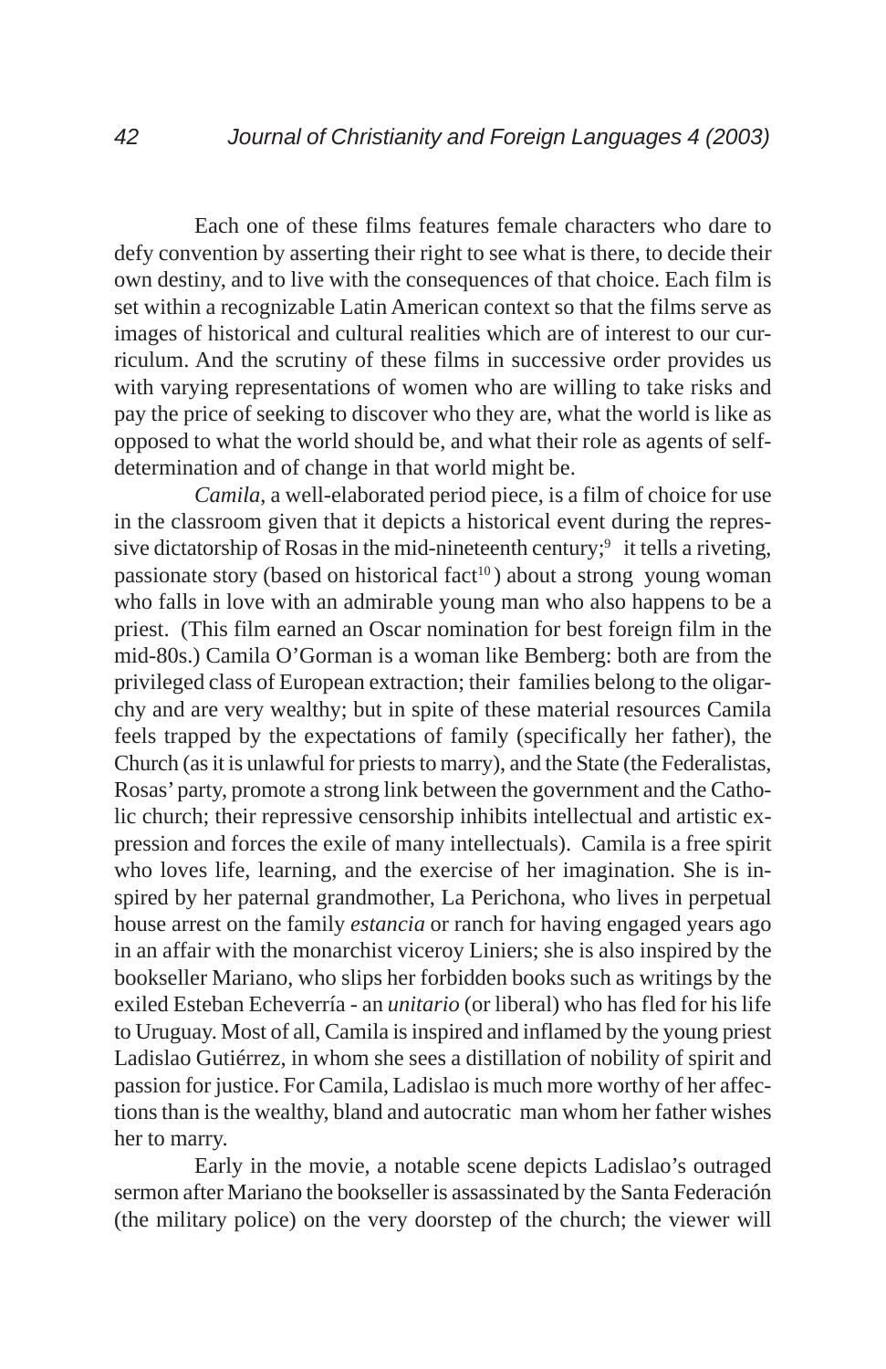Each one of these films features female characters who dare to defy convention by asserting their right to see what is there, to decide their own destiny, and to live with the consequences of that choice. Each film is set within a recognizable Latin American context so that the films serve as images of historical and cultural realities which are of interest to our curriculum. And the scrutiny of these films in successive order provides us with varying representations of women who are willing to take risks and pay the price of seeking to discover who they are, what the world is like as opposed to what the world should be, and what their role as agents of self-determination and of change in that world might be.

*Camila*, a well-elaborated period piece, is a film of choice for use in the classroom given that it depicts a historical event during the repressive dictatorship of Rosas in the mid-nineteenth century;[9] it tells a riveting, passionate story (based on historical fact[10]) about a strong young woman who falls in love with an admirable young man who also happens to be a priest. (This film earned an Oscar nomination for best foreign film in the mid-80s.) Camila O'Gorman is a woman like Bemberg: both are from the privileged class of European extraction; their families belong to the oligarchy and are very wealthy; but in spite of these material resources Camila feels trapped by the expectations of family (specifically her father), the Church (as it is unlawful for priests to marry), and the State (the Federalistas, Rosas' party, promote a strong link between the government and the Catholic church; their repressive censorship inhibits intellectual and artistic expression and forces the exile of many intellectuals). Camila is a free spirit who loves life, learning, and the exercise of her imagination. She is inspired by her paternal grandmother, La Perichona, who lives in perpetual house arrest on the family *estancia* or ranch for having engaged years ago in an affair with the monarchist viceroy Liniers; she is also inspired by the bookseller Mariano, who slips her forbidden books such as writings by the exiled Esteban Echeverría - an *unitario* (or liberal) who has fled for his life to Uruguay. Most of all, Camila is inspired and inflamed by the young priest Ladislao Gutiérrez, in whom she sees a distillation of nobility of spirit and passion for justice. For Camila, Ladislao is much more worthy of her affections than is the wealthy, bland and autocratic man whom her father wishes her to marry.

Early in the movie, a notable scene depicts Ladislao's outraged sermon after Mariano the bookseller is assassinated by the Santa Federación (the military police) on the very doorstep of the church; the viewer will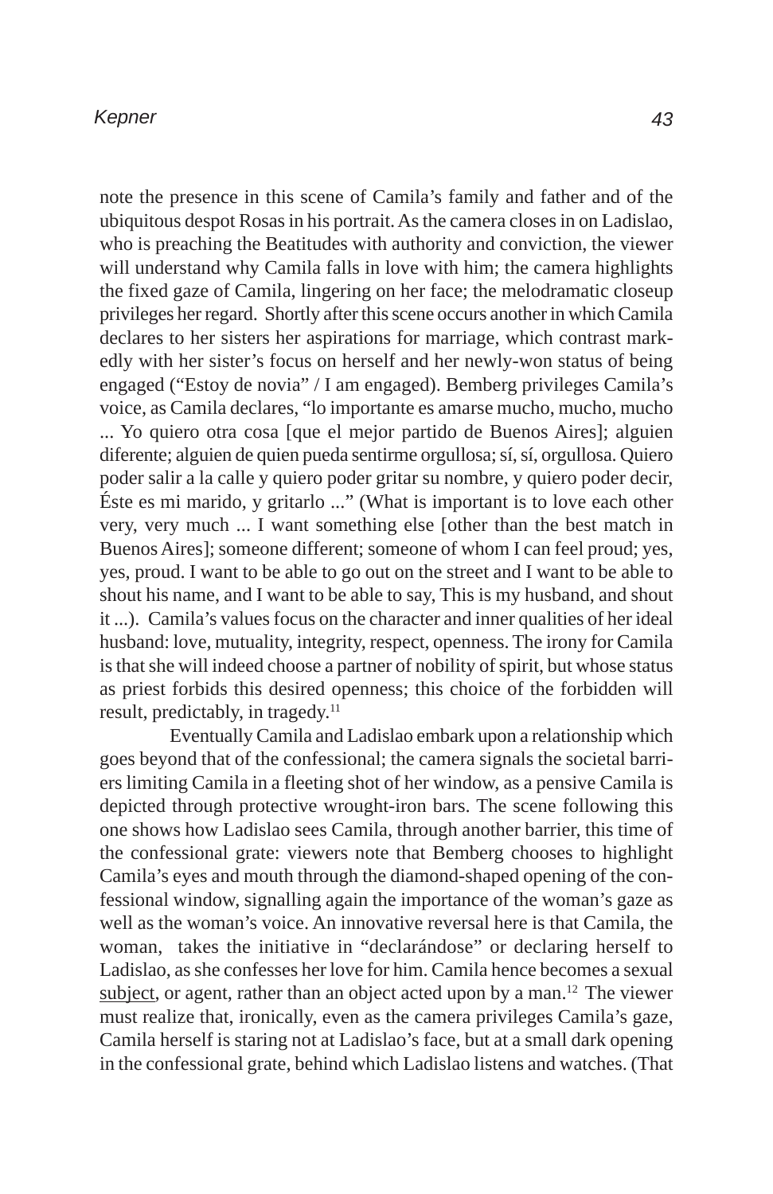note the presence in this scene of Camila's family and father and of the ubiquitous despot Rosas in his portrait. As the camera closes in on Ladislao, who is preaching the Beatitudes with authority and conviction, the viewer will understand why Camila falls in love with him; the camera highlights the fixed gaze of Camila, lingering on her face; the melodramatic closeup privileges her regard. Shortly after this scene occurs another in which Camila declares to her sisters her aspirations for marriage, which contrast markedly with her sister's focus on herself and her newly-won status of being engaged ("Estoy de novia" / I am engaged). Bemberg privileges Camila's voice, as Camila declares, "lo importante es amarse mucho, mucho, mucho ... Yo quiero otra cosa [que el mejor partido de Buenos Aires]; alguien diferente; alguien de quien pueda sentirme orgullosa; sí, sí, orgullosa. Quiero poder salir a la calle y quiero poder gritar su nombre, y quiero poder decir, Éste es mi marido, y gritarlo ..." (What is important is to love each other very, very much ... I want something else [other than the best match in Buenos Aires]; someone different; someone of whom I can feel proud; yes, yes, proud. I want to be able to go out on the street and I want to be able to shout his name, and I want to be able to say, This is my husband, and shout it ...). Camila's values focus on the character and inner qualities of her ideal husband: love, mutuality, integrity, respect, openness. The irony for Camila is that she will indeed choose a partner of nobility of spirit, but whose status as priest forbids this desired openness; this choice of the forbidden will result, predictably, in tragedy.[11]

Eventually Camila and Ladislao embark upon a relationship which goes beyond that of the confessional; the camera signals the societal barriers limiting Camila in a fleeting shot of her window, as a pensive Camila is depicted through protective wrought-iron bars. The scene following this one shows how Ladislao sees Camila, through another barrier, this time of the confessional grate: viewers note that Bemberg chooses to highlight Camila's eyes and mouth through the diamond-shaped opening of the confessional window, signalling again the importance of the woman's gaze as well as the woman's voice. An innovative reversal here is that Camila, the woman, takes the initiative in "declarándose" or declaring herself to Ladislao, as she confesses her love for him. Camila hence becomes a sexual <u>subject</u>, or agent, rather than an object acted upon by a man.[12] The viewer must realize that, ironically, even as the camera privileges Camila's gaze, Camila herself is staring not at Ladislao's face, but at a small dark opening in the confessional grate, behind which Ladislao listens and watches. (That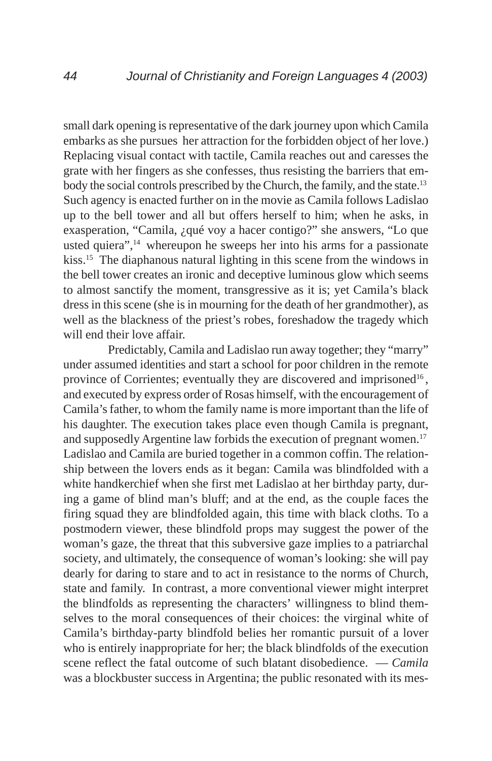small dark opening is representative of the dark journey upon which Camila embarks as she pursues her attraction for the forbidden object of her love.) Replacing visual contact with tactile, Camila reaches out and caresses the grate with her fingers as she confesses, thus resisting the barriers that embody the social controls prescribed by the Church, the family, and the state.[13] Such agency is enacted further on in the movie as Camila follows Ladislao up to the bell tower and all but offers herself to him; when he asks, in exasperation, "Camila, ¿qué voy a hacer contigo?" she answers, "Lo que usted quiera",[14] whereupon he sweeps her into his arms for a passionate kiss.[15] The diaphanous natural lighting in this scene from the windows in the bell tower creates an ironic and deceptive luminous glow which seems to almost sanctify the moment, transgressive as it is; yet Camila's black dress in this scene (she is in mourning for the death of her grandmother), as well as the blackness of the priest's robes, foreshadow the tragedy which will end their love affair.

Predictably, Camila and Ladislao run away together; they "marry" under assumed identities and start a school for poor children in the remote province of Corrientes; eventually they are discovered and imprisoned[16], and executed by express order of Rosas himself, with the encouragement of Camila's father, to whom the family name is more important than the life of his daughter. The execution takes place even though Camila is pregnant, and supposedly Argentine law forbids the execution of pregnant women.[17] Ladislao and Camila are buried together in a common coffin. The relationship between the lovers ends as it began: Camila was blindfolded with a white handkerchief when she first met Ladislao at her birthday party, during a game of blind man's bluff; and at the end, as the couple faces the firing squad they are blindfolded again, this time with black cloths. To a postmodern viewer, these blindfold props may suggest the power of the woman's gaze, the threat that this subversive gaze implies to a patriarchal society, and ultimately, the consequence of woman's looking: she will pay dearly for daring to stare and to act in resistance to the norms of Church, state and family. In contrast, a more conventional viewer might interpret the blindfolds as representing the characters' willingness to blind themselves to the moral consequences of their choices: the virginal white of Camila's birthday-party blindfold belies her romantic pursuit of a lover who is entirely inappropriate for her; the black blindfolds of the execution scene reflect the fatal outcome of such blatant disobedience. — *Camila* was a blockbuster success in Argentina; the public resonated with its mes-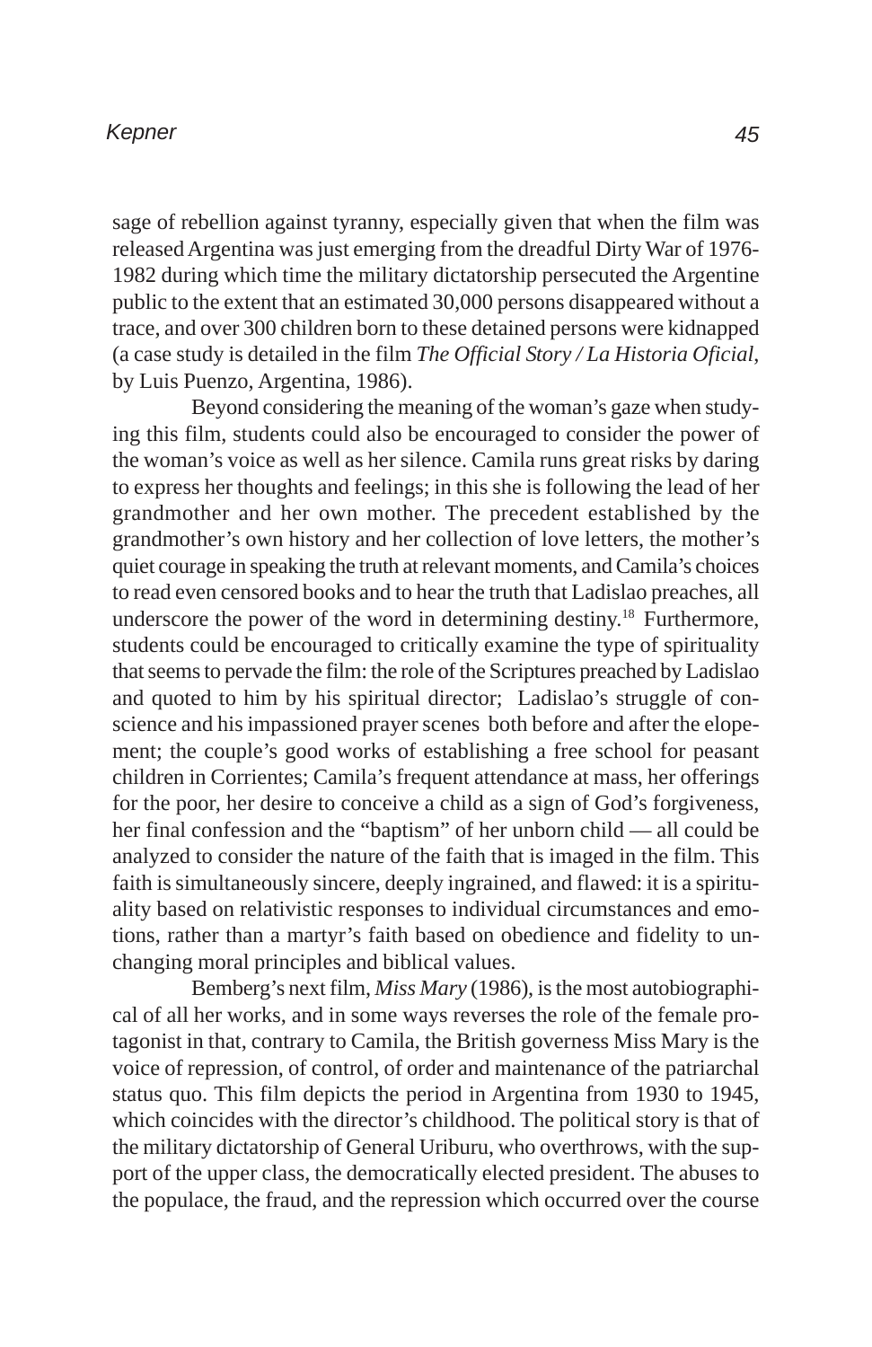sage of rebellion against tyranny, especially given that when the film was released Argentina was just emerging from the dreadful Dirty War of 1976-1982 during which time the military dictatorship persecuted the Argentine public to the extent that an estimated 30,000 persons disappeared without a trace, and over 300 children born to these detained persons were kidnapped (a case study is detailed in the film *The Official Story / La Historia Oficial*, by Luis Puenzo, Argentina, 1986).

Beyond considering the meaning of the woman's gaze when studying this film, students could also be encouraged to consider the power of the woman's voice as well as her silence. Camila runs great risks by daring to express her thoughts and feelings; in this she is following the lead of her grandmother and her own mother. The precedent established by the grandmother's own history and her collection of love letters, the mother's quiet courage in speaking the truth at relevant moments, and Camila's choices to read even censored books and to hear the truth that Ladislao preaches, all underscore the power of the word in determining destiny.[18] Furthermore, students could be encouraged to critically examine the type of spirituality that seems to pervade the film: the role of the Scriptures preached by Ladislao and quoted to him by his spiritual director; Ladislao's struggle of conscience and his impassioned prayer scenes both before and after the elopement; the couple's good works of establishing a free school for peasant children in Corrientes; Camila's frequent attendance at mass, her offerings for the poor, her desire to conceive a child as a sign of God's forgiveness, her final confession and the "baptism" of her unborn child — all could be analyzed to consider the nature of the faith that is imaged in the film. This faith is simultaneously sincere, deeply ingrained, and flawed: it is a spirituality based on relativistic responses to individual circumstances and emotions, rather than a martyr's faith based on obedience and fidelity to unchanging moral principles and biblical values.

Bemberg's next film, *Miss Mary* (1986), is the most autobiographical of all her works, and in some ways reverses the role of the female protagonist in that, contrary to Camila, the British governess Miss Mary is the voice of repression, of control, of order and maintenance of the patriarchal status quo. This film depicts the period in Argentina from 1930 to 1945, which coincides with the director's childhood. The political story is that of the military dictatorship of General Uriburu, who overthrows, with the support of the upper class, the democratically elected president. The abuses to the populace, the fraud, and the repression which occurred over the course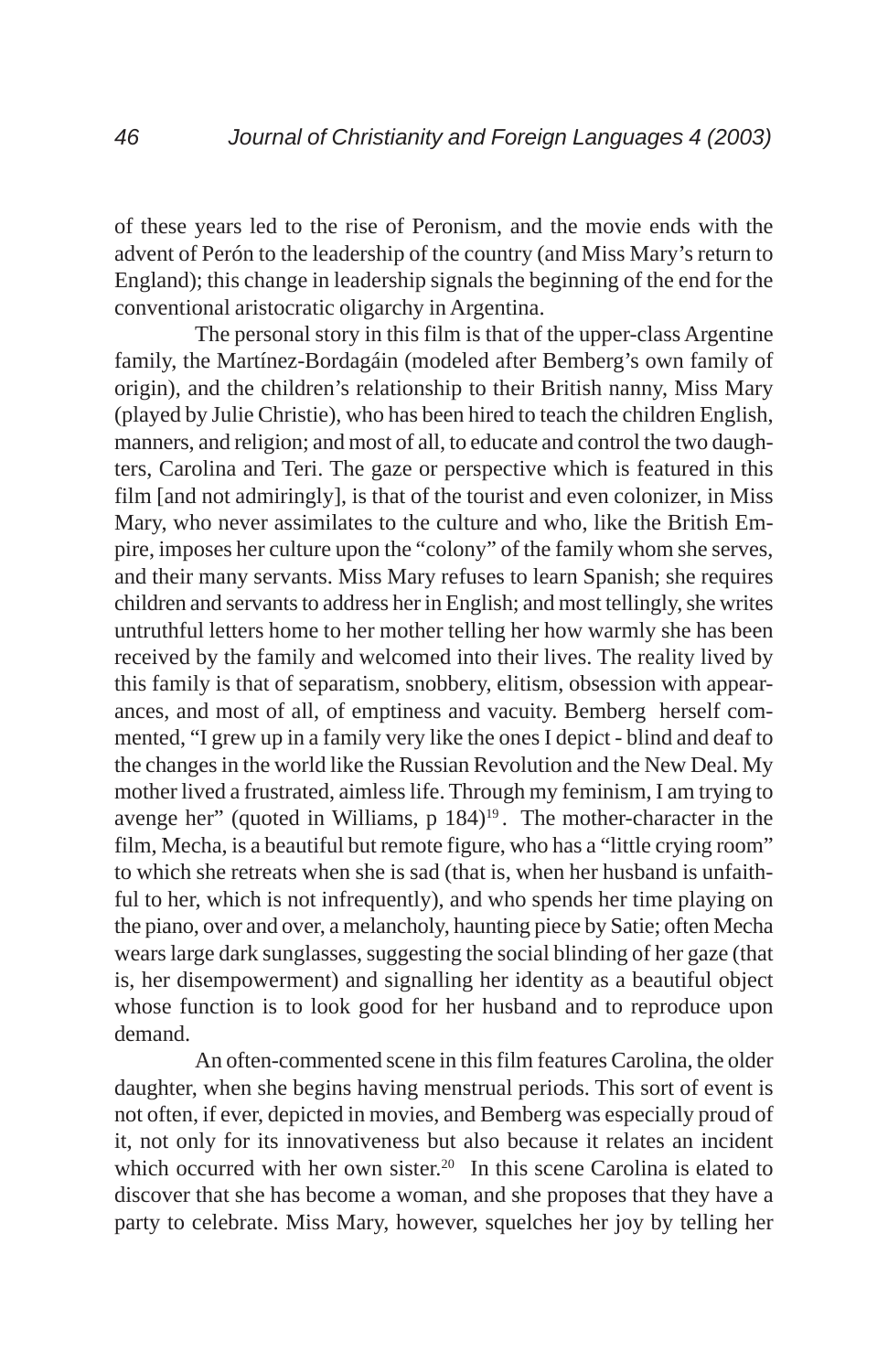of these years led to the rise of Peronism, and the movie ends with the advent of Perón to the leadership of the country (and Miss Mary's return to England); this change in leadership signals the beginning of the end for the conventional aristocratic oligarchy in Argentina.

The personal story in this film is that of the upper-class Argentine family, the Martínez-Bordagáin (modeled after Bemberg's own family of origin), and the children's relationship to their British nanny, Miss Mary (played by Julie Christie), who has been hired to teach the children English, manners, and religion; and most of all, to educate and control the two daughters, Carolina and Teri. The gaze or perspective which is featured in this film [and not admiringly], is that of the tourist and even colonizer, in Miss Mary, who never assimilates to the culture and who, like the British Empire, imposes her culture upon the "colony" of the family whom she serves, and their many servants. Miss Mary refuses to learn Spanish; she requires children and servants to address her in English; and most tellingly, she writes untruthful letters home to her mother telling her how warmly she has been received by the family and welcomed into their lives. The reality lived by this family is that of separatism, snobbery, elitism, obsession with appearances, and most of all, of emptiness and vacuity. Bemberg herself commented, "I grew up in a family very like the ones I depict - blind and deaf to the changes in the world like the Russian Revolution and the New Deal. My mother lived a frustrated, aimless life. Through my feminism, I am trying to avenge her" (quoted in Williams, p 184)[19]. The mother-character in the film, Mecha, is a beautiful but remote figure, who has a "little crying room" to which she retreats when she is sad (that is, when her husband is unfaithful to her, which is not infrequently), and who spends her time playing on the piano, over and over, a melancholy, haunting piece by Satie; often Mecha wears large dark sunglasses, suggesting the social blinding of her gaze (that is, her disempowerment) and signalling her identity as a beautiful object whose function is to look good for her husband and to reproduce upon demand.

An often-commented scene in this film features Carolina, the older daughter, when she begins having menstrual periods. This sort of event is not often, if ever, depicted in movies, and Bemberg was especially proud of it, not only for its innovativeness but also because it relates an incident which occurred with her own sister.[20] In this scene Carolina is elated to discover that she has become a woman, and she proposes that they have a party to celebrate. Miss Mary, however, squelches her joy by telling her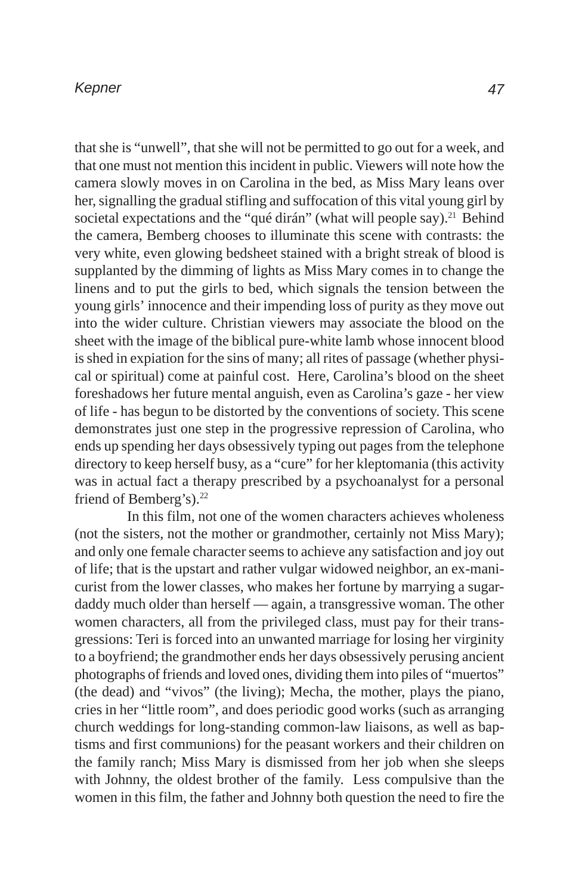that she is "unwell", that she will not be permitted to go out for a week, and that one must not mention this incident in public. Viewers will note how the camera slowly moves in on Carolina in the bed, as Miss Mary leans over her, signalling the gradual stifling and suffocation of this vital young girl by societal expectations and the "qué dirán" (what will people say).[21] Behind the camera, Bemberg chooses to illuminate this scene with contrasts: the very white, even glowing bedsheet stained with a bright streak of blood is supplanted by the dimming of lights as Miss Mary comes in to change the linens and to put the girls to bed, which signals the tension between the young girls' innocence and their impending loss of purity as they move out into the wider culture. Christian viewers may associate the blood on the sheet with the image of the biblical pure-white lamb whose innocent blood is shed in expiation for the sins of many; all rites of passage (whether physical or spiritual) come at painful cost. Here, Carolina's blood on the sheet foreshadows her future mental anguish, even as Carolina's gaze - her view of life - has begun to be distorted by the conventions of society. This scene demonstrates just one step in the progressive repression of Carolina, who ends up spending her days obsessively typing out pages from the telephone directory to keep herself busy, as a "cure" for her kleptomania (this activity was in actual fact a therapy prescribed by a psychoanalyst for a personal friend of Bemberg's).[22]

In this film, not one of the women characters achieves wholeness (not the sisters, not the mother or grandmother, certainly not Miss Mary); and only one female character seems to achieve any satisfaction and joy out of life; that is the upstart and rather vulgar widowed neighbor, an ex-manicurist from the lower classes, who makes her fortune by marrying a sugar-daddy much older than herself — again, a transgressive woman. The other women characters, all from the privileged class, must pay for their transgressions: Teri is forced into an unwanted marriage for losing her virginity to a boyfriend; the grandmother ends her days obsessively perusing ancient photographs of friends and loved ones, dividing them into piles of "muertos" (the dead) and "vivos" (the living); Mecha, the mother, plays the piano, cries in her "little room", and does periodic good works (such as arranging church weddings for long-standing common-law liaisons, as well as baptisms and first communions) for the peasant workers and their children on the family ranch; Miss Mary is dismissed from her job when she sleeps with Johnny, the oldest brother of the family. Less compulsive than the women in this film, the father and Johnny both question the need to fire the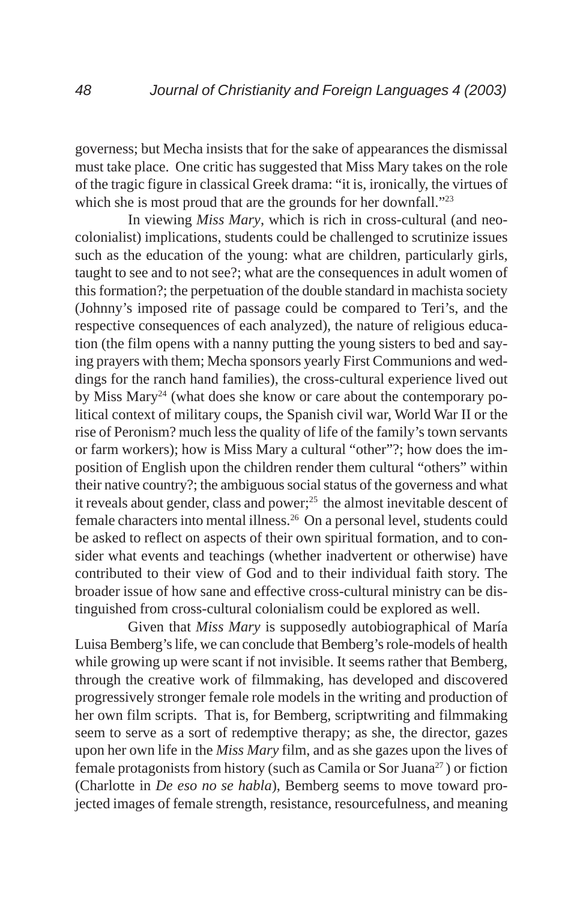governess; but Mecha insists that for the sake of appearances the dismissal must take place. One critic has suggested that Miss Mary takes on the role of the tragic figure in classical Greek drama: "it is, ironically, the virtues of which she is most proud that are the grounds for her downfall."[23]

In viewing *Miss Mary*, which is rich in cross-cultural (and neo-colonialist) implications, students could be challenged to scrutinize issues such as the education of the young: what are children, particularly girls, taught to see and to not see?; what are the consequences in adult women of this formation?; the perpetuation of the double standard in machista society (Johnny's imposed rite of passage could be compared to Teri's, and the respective consequences of each analyzed), the nature of religious education (the film opens with a nanny putting the young sisters to bed and saying prayers with them; Mecha sponsors yearly First Communions and weddings for the ranch hand families), the cross-cultural experience lived out by Miss Mary[24] (what does she know or care about the contemporary political context of military coups, the Spanish civil war, World War II or the rise of Peronism? much less the quality of life of the family's town servants or farm workers); how is Miss Mary a cultural "other"?; how does the imposition of English upon the children render them cultural "others" within their native country?; the ambiguous social status of the governess and what it reveals about gender, class and power;[25] the almost inevitable descent of female characters into mental illness.[26] On a personal level, students could be asked to reflect on aspects of their own spiritual formation, and to consider what events and teachings (whether inadvertent or otherwise) have contributed to their view of God and to their individual faith story. The broader issue of how sane and effective cross-cultural ministry can be distinguished from cross-cultural colonialism could be explored as well.

Given that *Miss Mary* is supposedly autobiographical of María Luisa Bemberg's life, we can conclude that Bemberg's role-models of health while growing up were scant if not invisible. It seems rather that Bemberg, through the creative work of filmmaking, has developed and discovered progressively stronger female role models in the writing and production of her own film scripts. That is, for Bemberg, scriptwriting and filmmaking seem to serve as a sort of redemptive therapy; as she, the director, gazes upon her own life in the *Miss Mary* film, and as she gazes upon the lives of female protagonists from history (such as Camila or Sor Juana[27]) or fiction (Charlotte in *De eso no se habla*), Bemberg seems to move toward projected images of female strength, resistance, resourcefulness, and meaning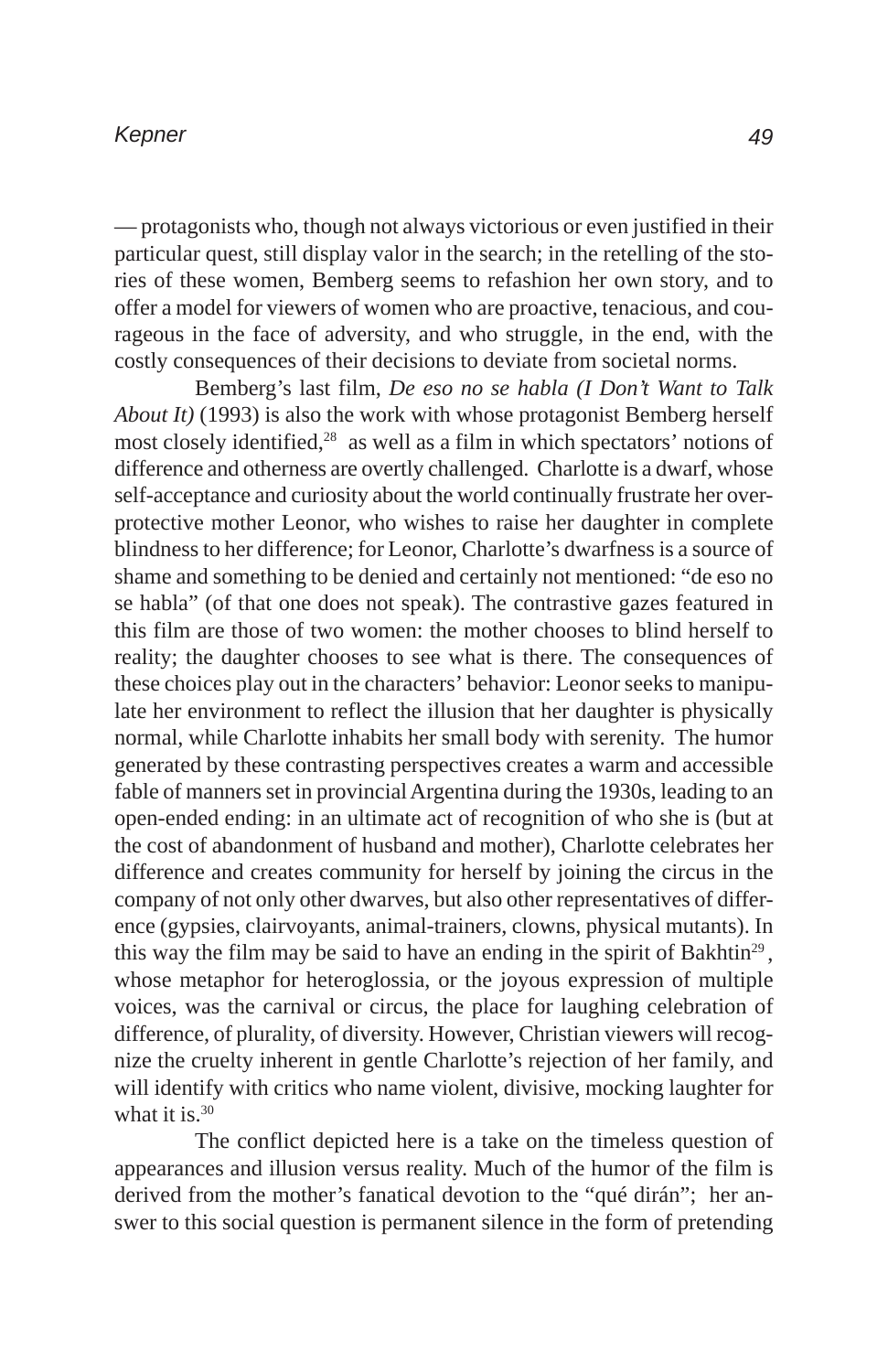— protagonists who, though not always victorious or even justified in their particular quest, still display valor in the search; in the retelling of the stories of these women, Bemberg seems to refashion her own story, and to offer a model for viewers of women who are proactive, tenacious, and courageous in the face of adversity, and who struggle, in the end, with the costly consequences of their decisions to deviate from societal norms.

Bemberg's last film, *De eso no se habla (I Don't Want to Talk About It)* (1993) is also the work with whose protagonist Bemberg herself most closely identified,[28] as well as a film in which spectators' notions of difference and otherness are overtly challenged. Charlotte is a dwarf, whose self-acceptance and curiosity about the world continually frustrate her overprotective mother Leonor, who wishes to raise her daughter in complete blindness to her difference; for Leonor, Charlotte's dwarfness is a source of shame and something to be denied and certainly not mentioned: "de eso no se habla" (of that one does not speak). The contrastive gazes featured in this film are those of two women: the mother chooses to blind herself to reality; the daughter chooses to see what is there. The consequences of these choices play out in the characters' behavior: Leonor seeks to manipulate her environment to reflect the illusion that her daughter is physically normal, while Charlotte inhabits her small body with serenity. The humor generated by these contrasting perspectives creates a warm and accessible fable of manners set in provincial Argentina during the 1930s, leading to an open-ended ending: in an ultimate act of recognition of who she is (but at the cost of abandonment of husband and mother), Charlotte celebrates her difference and creates community for herself by joining the circus in the company of not only other dwarves, but also other representatives of difference (gypsies, clairvoyants, animal-trainers, clowns, physical mutants). In this way the film may be said to have an ending in the spirit of Bakhtin[29], whose metaphor for heteroglossia, or the joyous expression of multiple voices, was the carnival or circus, the place for laughing celebration of difference, of plurality, of diversity. However, Christian viewers will recognize the cruelty inherent in gentle Charlotte's rejection of her family, and will identify with critics who name violent, divisive, mocking laughter for what it is.[30]

The conflict depicted here is a take on the timeless question of appearances and illusion versus reality. Much of the humor of the film is derived from the mother's fanatical devotion to the "qué dirán"; her answer to this social question is permanent silence in the form of pretending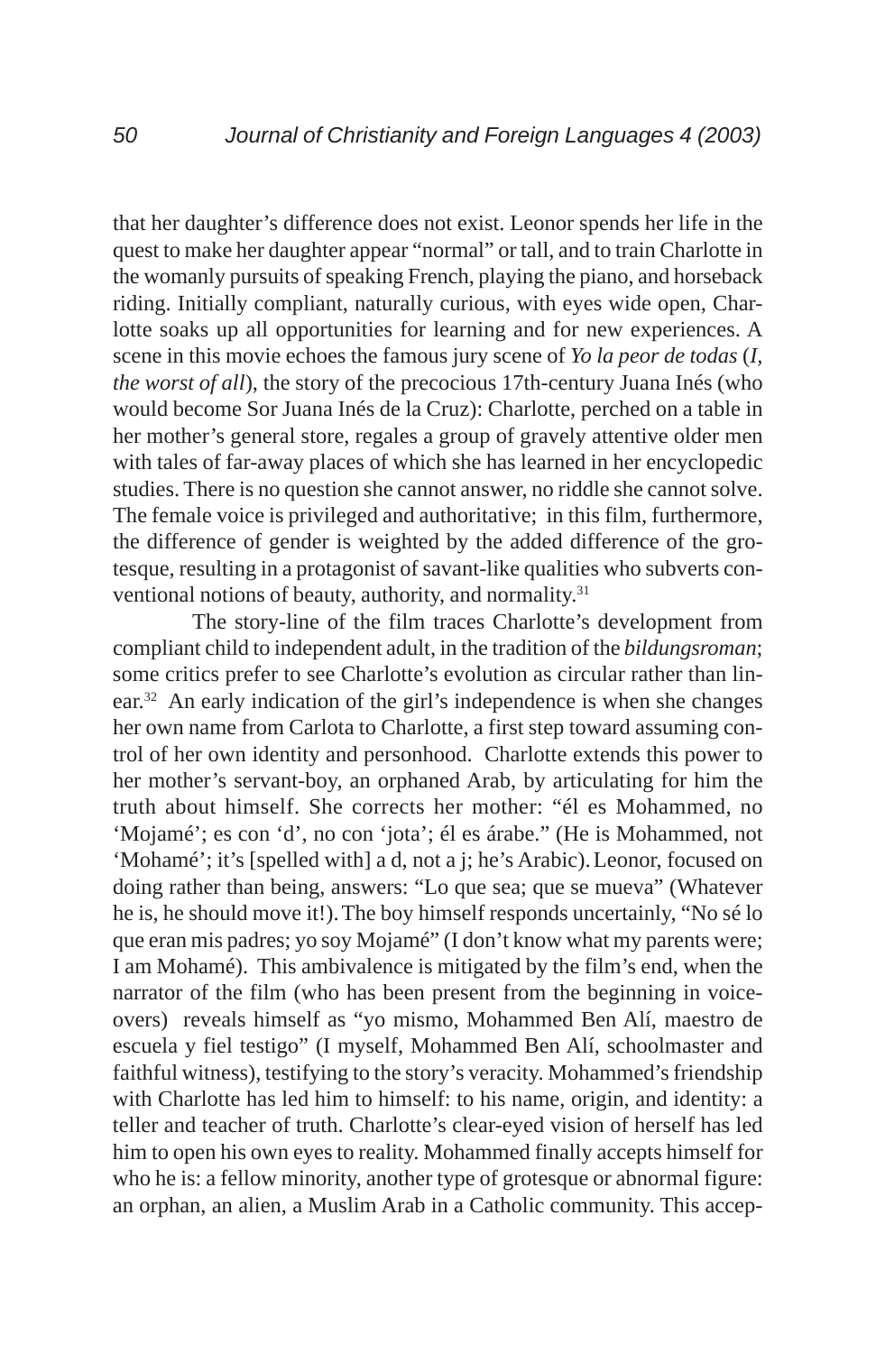that her daughter's difference does not exist. Leonor spends her life in the quest to make her daughter appear "normal" or tall, and to train Charlotte in the womanly pursuits of speaking French, playing the piano, and horseback riding. Initially compliant, naturally curious, with eyes wide open, Charlotte soaks up all opportunities for learning and for new experiences. A scene in this movie echoes the famous jury scene of *Yo la peor de todas* (*I, the worst of all*), the story of the precocious 17th-century Juana Inés (who would become Sor Juana Inés de la Cruz): Charlotte, perched on a table in her mother's general store, regales a group of gravely attentive older men with tales of far-away places of which she has learned in her encyclopedic studies. There is no question she cannot answer, no riddle she cannot solve. The female voice is privileged and authoritative; in this film, furthermore, the difference of gender is weighted by the added difference of the grotesque, resulting in a protagonist of savant-like qualities who subverts conventional notions of beauty, authority, and normality.[31]

The story-line of the film traces Charlotte's development from compliant child to independent adult, in the tradition of the *bildungsroman*; some critics prefer to see Charlotte's evolution as circular rather than linear.[32] An early indication of the girl's independence is when she changes her own name from Carlota to Charlotte, a first step toward assuming control of her own identity and personhood. Charlotte extends this power to her mother's servant-boy, an orphaned Arab, by articulating for him the truth about himself. She corrects her mother: "él es Mohammed, no 'Mojamé'; es con 'd', no con 'jota'; él es árabe." (He is Mohammed, not 'Mohamé'; it's [spelled with] a d, not a j; he's Arabic). Leonor, focused on doing rather than being, answers: "Lo que sea; que se mueva" (Whatever he is, he should move it!). The boy himself responds uncertainly, "No sé lo que eran mis padres; yo soy Mojamé" (I don't know what my parents were; I am Mohamé). This ambivalence is mitigated by the film's end, when the narrator of the film (who has been present from the beginning in voice-overs) reveals himself as "yo mismo, Mohammed Ben Alí, maestro de escuela y fiel testigo" (I myself, Mohammed Ben Alí, schoolmaster and faithful witness), testifying to the story's veracity. Mohammed's friendship with Charlotte has led him to himself: to his name, origin, and identity: a teller and teacher of truth. Charlotte's clear-eyed vision of herself has led him to open his own eyes to reality. Mohammed finally accepts himself for who he is: a fellow minority, another type of grotesque or abnormal figure: an orphan, an alien, a Muslim Arab in a Catholic community. This accep-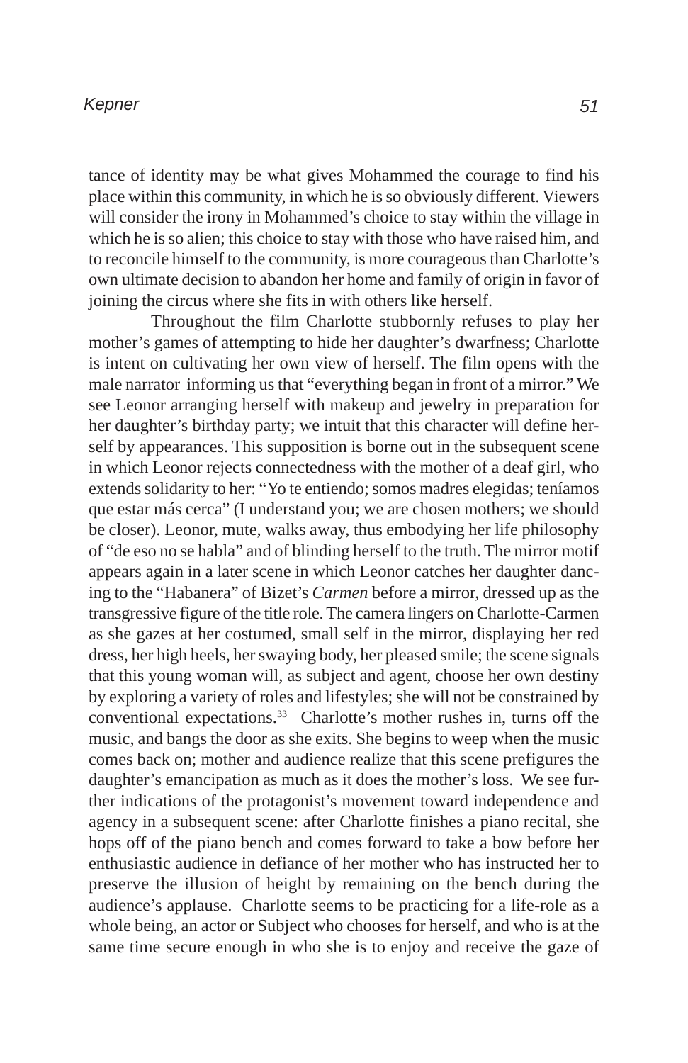tance of identity may be what gives Mohammed the courage to find his place within this community, in which he is so obviously different. Viewers will consider the irony in Mohammed's choice to stay within the village in which he is so alien; this choice to stay with those who have raised him, and to reconcile himself to the community, is more courageous than Charlotte's own ultimate decision to abandon her home and family of origin in favor of joining the circus where she fits in with others like herself.

Throughout the film Charlotte stubbornly refuses to play her mother's games of attempting to hide her daughter's dwarfness; Charlotte is intent on cultivating her own view of herself. The film opens with the male narrator informing us that "everything began in front of a mirror." We see Leonor arranging herself with makeup and jewelry in preparation for her daughter's birthday party; we intuit that this character will define herself by appearances. This supposition is borne out in the subsequent scene in which Leonor rejects connectedness with the mother of a deaf girl, who extends solidarity to her: "Yo te entiendo; somos madres elegidas; teníamos que estar más cerca" (I understand you; we are chosen mothers; we should be closer). Leonor, mute, walks away, thus embodying her life philosophy of "de eso no se habla" and of blinding herself to the truth. The mirror motif appears again in a later scene in which Leonor catches her daughter dancing to the "Habanera" of Bizet's *Carmen* before a mirror, dressed up as the transgressive figure of the title role. The camera lingers on Charlotte-Carmen as she gazes at her costumed, small self in the mirror, displaying her red dress, her high heels, her swaying body, her pleased smile; the scene signals that this young woman will, as subject and agent, choose her own destiny by exploring a variety of roles and lifestyles; she will not be constrained by conventional expectations.[33] Charlotte's mother rushes in, turns off the music, and bangs the door as she exits. She begins to weep when the music comes back on; mother and audience realize that this scene prefigures the daughter's emancipation as much as it does the mother's loss. We see further indications of the protagonist's movement toward independence and agency in a subsequent scene: after Charlotte finishes a piano recital, she hops off of the piano bench and comes forward to take a bow before her enthusiastic audience in defiance of her mother who has instructed her to preserve the illusion of height by remaining on the bench during the audience's applause. Charlotte seems to be practicing for a life-role as a whole being, an actor or Subject who chooses for herself, and who is at the same time secure enough in who she is to enjoy and receive the gaze of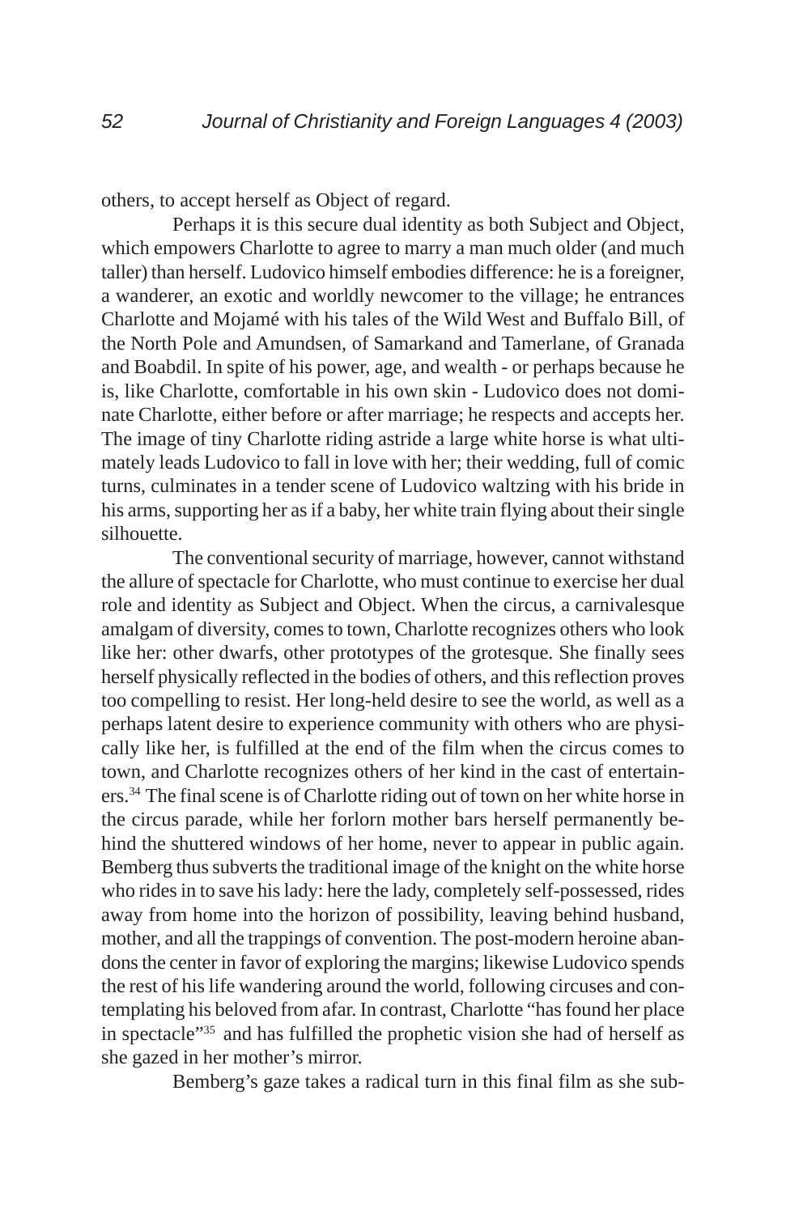others, to accept herself as Object of regard.

Perhaps it is this secure dual identity as both Subject and Object, which empowers Charlotte to agree to marry a man much older (and much taller) than herself. Ludovico himself embodies difference: he is a foreigner, a wanderer, an exotic and worldly newcomer to the village; he entrances Charlotte and Mojamé with his tales of the Wild West and Buffalo Bill, of the North Pole and Amundsen, of Samarkand and Tamerlane, of Granada and Boabdil. In spite of his power, age, and wealth - or perhaps because he is, like Charlotte, comfortable in his own skin - Ludovico does not dominate Charlotte, either before or after marriage; he respects and accepts her. The image of tiny Charlotte riding astride a large white horse is what ultimately leads Ludovico to fall in love with her; their wedding, full of comic turns, culminates in a tender scene of Ludovico waltzing with his bride in his arms, supporting her as if a baby, her white train flying about their single silhouette.

The conventional security of marriage, however, cannot withstand the allure of spectacle for Charlotte, who must continue to exercise her dual role and identity as Subject and Object. When the circus, a carnivalesque amalgam of diversity, comes to town, Charlotte recognizes others who look like her: other dwarfs, other prototypes of the grotesque. She finally sees herself physically reflected in the bodies of others, and this reflection proves too compelling to resist. Her long-held desire to see the world, as well as a perhaps latent desire to experience community with others who are physically like her, is fulfilled at the end of the film when the circus comes to town, and Charlotte recognizes others of her kind in the cast of entertainers.[34] The final scene is of Charlotte riding out of town on her white horse in the circus parade, while her forlorn mother bars herself permanently behind the shuttered windows of her home, never to appear in public again. Bemberg thus subverts the traditional image of the knight on the white horse who rides in to save his lady: here the lady, completely self-possessed, rides away from home into the horizon of possibility, leaving behind husband, mother, and all the trappings of convention. The post-modern heroine abandons the center in favor of exploring the margins; likewise Ludovico spends the rest of his life wandering around the world, following circuses and contemplating his beloved from afar. In contrast, Charlotte "has found her place in spectacle"[35] and has fulfilled the prophetic vision she had of herself as she gazed in her mother's mirror.

Bemberg's gaze takes a radical turn in this final film as she sub-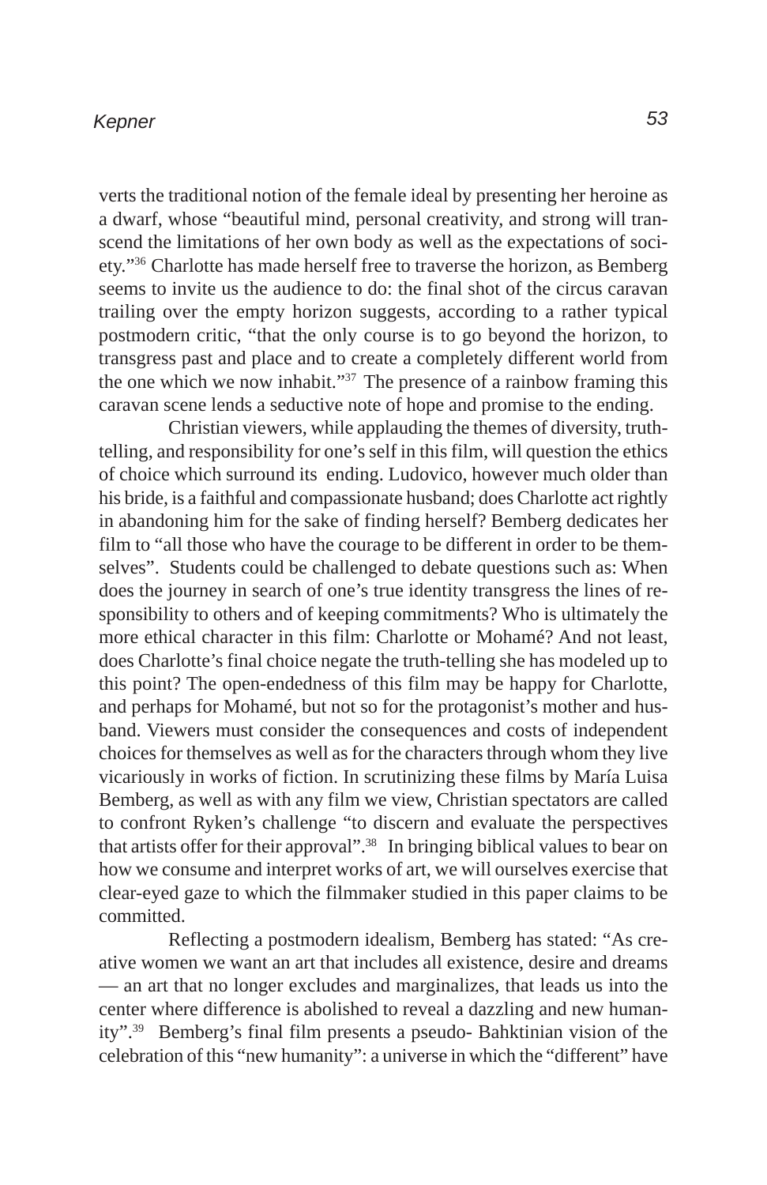verts the traditional notion of the female ideal by presenting her heroine as a dwarf, whose "beautiful mind, personal creativity, and strong will transcend the limitations of her own body as well as the expectations of society."[36] Charlotte has made herself free to traverse the horizon, as Bemberg seems to invite us the audience to do: the final shot of the circus caravan trailing over the empty horizon suggests, according to a rather typical postmodern critic, "that the only course is to go beyond the horizon, to transgress past and place and to create a completely different world from the one which we now inhabit."[37] The presence of a rainbow framing this caravan scene lends a seductive note of hope and promise to the ending.

Christian viewers, while applauding the themes of diversity, truth-telling, and responsibility for one's self in this film, will question the ethics of choice which surround its ending. Ludovico, however much older than his bride, is a faithful and compassionate husband; does Charlotte act rightly in abandoning him for the sake of finding herself? Bemberg dedicates her film to "all those who have the courage to be different in order to be themselves". Students could be challenged to debate questions such as: When does the journey in search of one's true identity transgress the lines of responsibility to others and of keeping commitments? Who is ultimately the more ethical character in this film: Charlotte or Mohamé? And not least, does Charlotte's final choice negate the truth-telling she has modeled up to this point? The open-endedness of this film may be happy for Charlotte, and perhaps for Mohamé, but not so for the protagonist's mother and husband. Viewers must consider the consequences and costs of independent choices for themselves as well as for the characters through whom they live vicariously in works of fiction. In scrutinizing these films by María Luisa Bemberg, as well as with any film we view, Christian spectators are called to confront Ryken's challenge "to discern and evaluate the perspectives that artists offer for their approval".[38] In bringing biblical values to bear on how we consume and interpret works of art, we will ourselves exercise that clear-eyed gaze to which the filmmaker studied in this paper claims to be committed.

Reflecting a postmodern idealism, Bemberg has stated: "As creative women we want an art that includes all existence, desire and dreams — an art that no longer excludes and marginalizes, that leads us into the center where difference is abolished to reveal a dazzling and new humanity".[39] Bemberg's final film presents a pseudo- Bahktinian vision of the celebration of this "new humanity": a universe in which the "different" have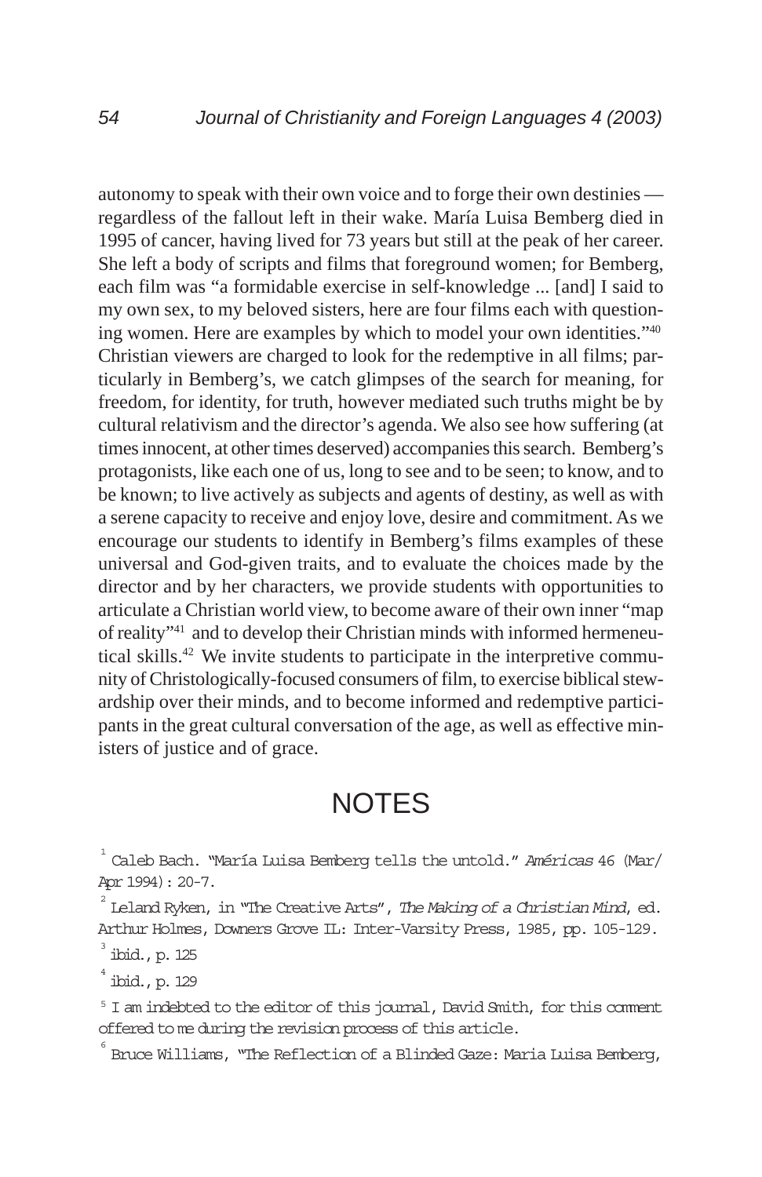autonomy to speak with their own voice and to forge their own destinies — regardless of the fallout left in their wake. María Luisa Bemberg died in 1995 of cancer, having lived for 73 years but still at the peak of her career. She left a body of scripts and films that foreground women; for Bemberg, each film was "a formidable exercise in self-knowledge ... [and] I said to my own sex, to my beloved sisters, here are four films each with questioning women. Here are examples by which to model your own identities."[40] Christian viewers are charged to look for the redemptive in all films; particularly in Bemberg's, we catch glimpses of the search for meaning, for freedom, for identity, for truth, however mediated such truths might be by cultural relativism and the director's agenda. We also see how suffering (at times innocent, at other times deserved) accompanies this search. Bemberg's protagonists, like each one of us, long to see and to be seen; to know, and to be known; to live actively as subjects and agents of destiny, as well as with a serene capacity to receive and enjoy love, desire and commitment. As we encourage our students to identify in Bemberg's films examples of these universal and God-given traits, and to evaluate the choices made by the director and by her characters, we provide students with opportunities to articulate a Christian world view, to become aware of their own inner "map of reality"[41] and to develop their Christian minds with informed hermeneutical skills.[42] We invite students to participate in the interpretive community of Christologically-focused consumers of film, to exercise biblical stewardship over their minds, and to become informed and redemptive participants in the great cultural conversation of the age, as well as effective ministers of justice and of grace.

# NOTES

[1] Caleb Bach. "María Luisa Bemberg tells the untold." *Américas* 46 (Mar/Apr 1994): 20-7.

[2] Leland Ryken, in "The Creative Arts", *The Making of a Christian Mind*, ed. Arthur Holmes, Downers Grove IL: Inter-Varsity Press, 1985, pp. 105-129.

[3] ibid., p. 125

[4] ibid., p. 129

[5] I am indebted to the editor of this journal, David Smith, for this comment offered to me during the revision process of this article.

[6] Bruce Williams, "The Reflection of a Blinded Gaze: Maria Luisa Bemberg,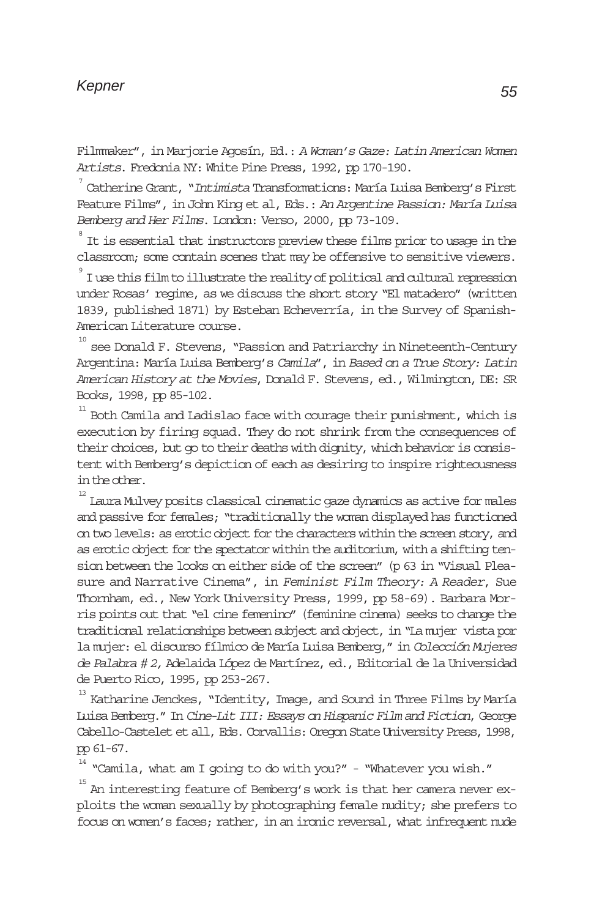Filmmaker", in Marjorie Agosín, Ed.: *A Woman's Gaze: Latin American Women Artists*. Fredonia NY: White Pine Press, 1992, pp 170-190.

[7] Catherine Grant, "*Intimista* Transformations: María Luisa Bemberg's First Feature Films", in John King et al, Eds.: *An Argentine Passion: María Luisa Bemberg and Her Films*. London: Verso, 2000, pp 73-109.

[8] It is essential that instructors preview these films prior to usage in the classroom; some contain scenes that may be offensive to sensitive viewers.

[9] I use this film to illustrate the reality of political and cultural repression under Rosas' regime, as we discuss the short story "El matadero" (written 1839, published 1871) by Esteban Echeverría, in the Survey of Spanish-American Literature course.

[10] see Donald F. Stevens, "Passion and Patriarchy in Nineteenth-Century Argentina: María Luisa Bemberg's *Camila*", in *Based on a True Story: Latin American History at the Movies*, Donald F. Stevens, ed., Wilmington, DE: SR Books, 1998, pp 85-102.

[11] Both Camila and Ladislao face with courage their punishment, which is execution by firing squad. They do not shrink from the consequences of their choices, but go to their deaths with dignity, which behavior is consistent with Bemberg's depiction of each as desiring to inspire righteousness in the other.

[12] Laura Mulvey posits classical cinematic gaze dynamics as active for males and passive for females; "traditionally the woman displayed has functioned on two levels: as erotic object for the characters within the screen story, and as erotic object for the spectator within the auditorium, with a shifting tension between the looks on either side of the screen" (p 63 in "Visual Pleasure and Narrative Cinema", in *Feminist Film Theory: A Reader*, Sue Thornham, ed., New York University Press, 1999, pp 58-69). Barbara Morris points out that "el cine femenino" (feminine cinema) seeks to change the traditional relationships between subject and object, in "La mujer vista por la mujer: el discurso fílmico de María Luisa Bemberg," in *Colección Mujeres de Palabra # 2,* Adelaida López de Martínez, ed., Editorial de la Universidad de Puerto Rico, 1995, pp 253-267.

[13] Katharine Jenckes, "Identity, Image, and Sound in Three Films by María Luisa Bemberg." In *Cine-Lit III: Essays on Hispanic Film and Fiction*, George Cabello-Castelet et all, Eds. Corvallis: Oregon State University Press, 1998, pp 61-67.

[14] "Camila, what am I going to do with you?" - "Whatever you wish."

[15] An interesting feature of Bemberg's work is that her camera never exploits the woman sexually by photographing female nudity; she prefers to focus on women's faces; rather, in an ironic reversal, what infrequent nude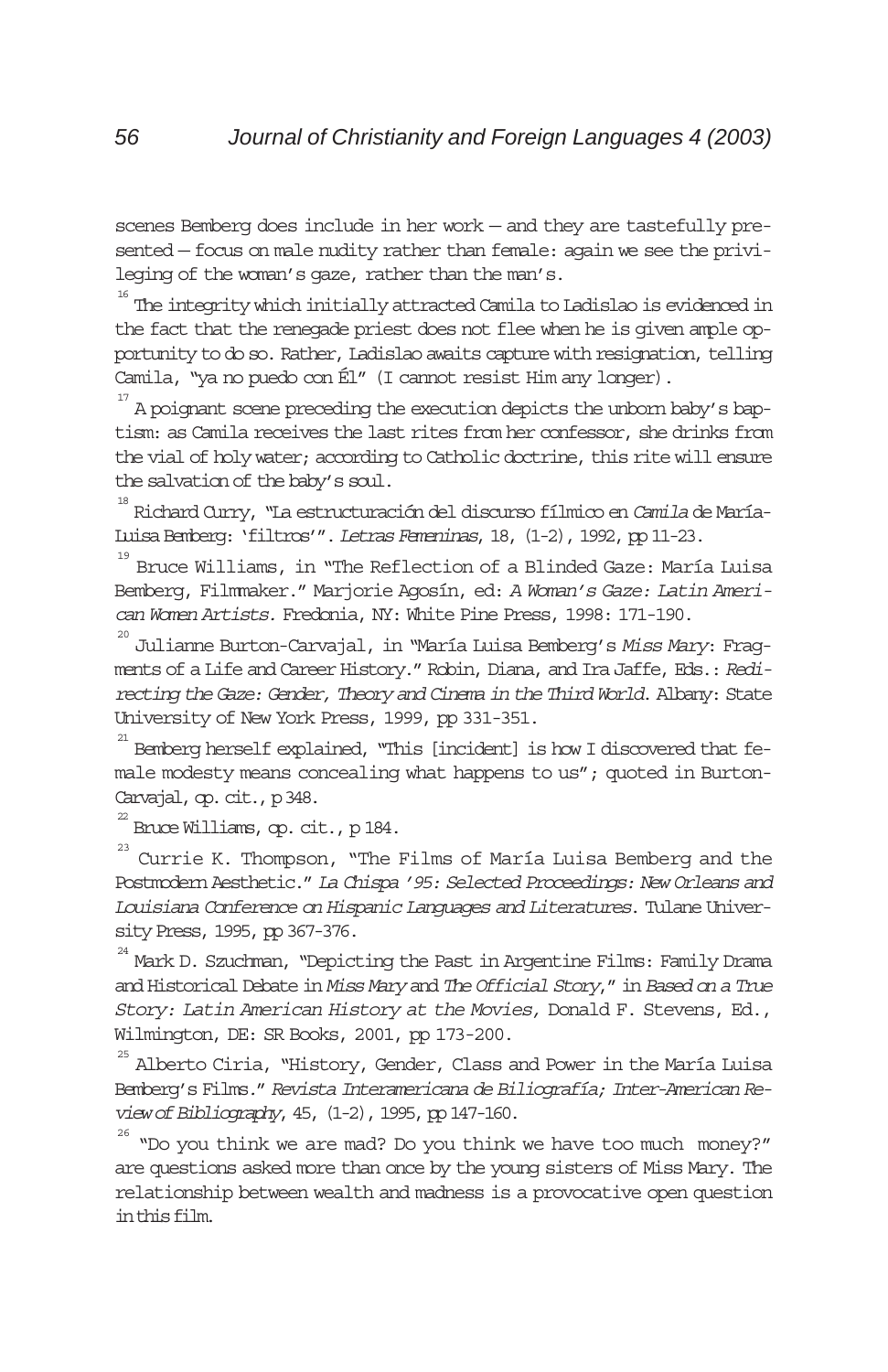scenes Bemberg does include in her work — and they are tastefully presented — focus on male nudity rather than female: again we see the privileging of the woman's gaze, rather than the man's.

[16] The integrity which initially attracted Camila to Ladislao is evidenced in the fact that the renegade priest does not flee when he is given ample opportunity to do so. Rather, Ladislao awaits capture with resignation, telling Camila, "ya no puedo con Él" (I cannot resist Him any longer).

[17] A poignant scene preceding the execution depicts the unborn baby's baptism: as Camila receives the last rites from her confessor, she drinks from the vial of holy water; according to Catholic doctrine, this rite will ensure the salvation of the baby's soul.

[18] Richard Curry, "La estructuración del discurso fílmico en *Camila* de María-Luisa Bemberg: 'filtros'". *Letras Femeninas*, 18, (1-2), 1992, pp 11-23.

[19] Bruce Williams, in "The Reflection of a Blinded Gaze: María Luisa Bemberg, Filmmaker." Marjorie Agosín, ed: *A Woman's Gaze: Latin American Women Artists*. Fredonia, NY: White Pine Press, 1998: 171-190.

[20] Julianne Burton-Carvajal, in "María Luisa Bemberg's *Miss Mary*: Fragments of a Life and Career History." Robin, Diana, and Ira Jaffe, Eds.: *Redirecting the Gaze: Gender, Theory and Cinema in the Third World*. Albany: State University of New York Press, 1999, pp 331-351.

[21] Bemberg herself explained, "This [incident] is how I discovered that female modesty means concealing what happens to us"; quoted in Burton-Carvajal, op. cit., p 348.

[22] Bruce Williams, op. cit., p 184.

[23] Currie K. Thompson, "The Films of María Luisa Bemberg and the Postmodern Aesthetic." *La Chispa '95: Selected Proceedings: New Orleans and Louisiana Conference on Hispanic Languages and Literatures*. Tulane University Press, 1995, pp 367-376.

[24] Mark D. Szuchman, "Depicting the Past in Argentine Films: Family Drama and Historical Debate in *Miss Mary* and *The Official Story*," in *Based on a True Story: Latin American History at the Movies,* Donald F. Stevens, Ed., Wilmington, DE: SR Books, 2001, pp 173-200.

[25] Alberto Ciria, "History, Gender, Class and Power in the María Luisa Bemberg's Films." *Revista Interamericana de Biliografía; Inter-American Review of Bibliography*, 45, (1-2), 1995, pp 147-160.

[26] "Do you think we are mad? Do you think we have too much money?" are questions asked more than once by the young sisters of Miss Mary. The relationship between wealth and madness is a provocative open question in this film.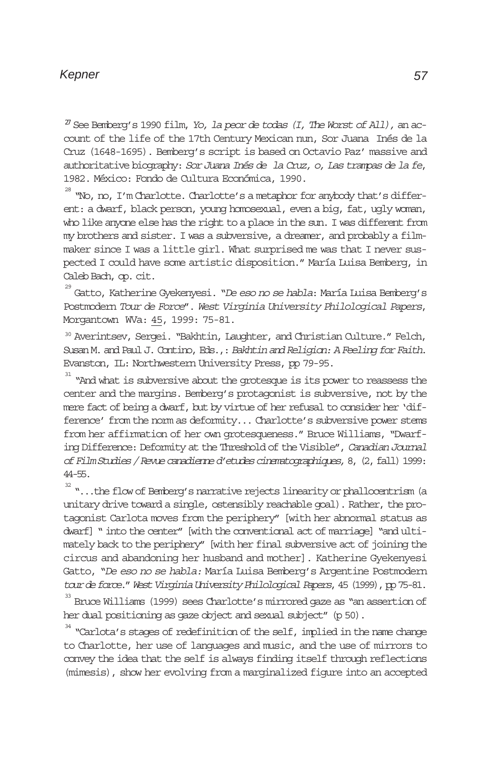[27] See Bemberg's 1990 film, *Yo, la peor de todas (I, The Worst of All)*, an account of the life of the 17th Century Mexican nun, Sor Juana Inés de la Cruz (1648-1695). Bemberg's script is based on Octavio Paz' massive and authoritative biography: *Sor Juana Inés de la Cruz, o, Las trampas de la fe*, 1982. México: Fondo de Cultura Económica, 1990.

[28] "No, no, I'm Charlotte. Charlotte's a metaphor for anybody that's different: a dwarf, black person, young homosexual, even a big, fat, ugly woman, who like anyone else has the right to a place in the sun. I was different from my brothers and sister. I was a subversive, a dreamer, and probably a filmmaker since I was a little girl. What surprised me was that I never suspected I could have some artistic disposition." María Luisa Bemberg, in Caleb Bach, op. cit.

[29] Gatto, Katherine Gyekenyesi. "*De eso no se habla*: María Luisa Bemberg's Postmodern *Tour de Force*". *West Virginia University Philological Papers*, Morgantown WVa: 45, 1999: 75-81.

[30] Averintsev, Sergei. "Bakhtin, Laughter, and Christian Culture." Felch, Susan M. and Paul J. Contino, Eds.,: *Bakhtin and Religion: A Feeling for Faith*. Evanston, IL: Northwestern University Press, pp 79-95.

[31] "And what is subversive about the grotesque is its power to reassess the center and the margins. Bemberg's protagonist is subversive, not by the mere fact of being a dwarf, but by virtue of her refusal to consider her 'difference' from the norm as deformity... Charlotte's subversive power stems from her affirmation of her own grotesqueness." Bruce Williams, "Dwarfing Difference: Deformity at the Threshold of the Visible", *Canadian Journal of Film Studies / Revue canadienne d'etudes cinematographiques*, 8, (2, fall) 1999: 44-55.

[32] "...the flow of Bemberg's narrative rejects linearity or phallocentrism (a unitary drive toward a single, ostensibly reachable goal). Rather, the protagonist Carlota moves from the periphery" [with her abnormal status as dwarf] " into the center" [with the conventional act of marriage] "and ultimately back to the periphery" [with her final subversive act of joining the circus and abandoning her husband and mother]. Katherine Gyekenyesi Gatto, "*De eso no se habla:* María Luisa Bemberg's Argentine Postmodern *tour de force*." *West Virginia University Philological Papers*, 45 (1999), pp 75-81.

[33] Bruce Williams (1999) sees Charlotte's mirrored gaze as "an assertion of her dual positioning as gaze object and sexual subject" (p 50).

[34] "Carlota's stages of redefinition of the self, implied in the name change to Charlotte, her use of languages and music, and the use of mirrors to convey the idea that the self is always finding itself through reflections (mimesis), show her evolving from a marginalized figure into an accepted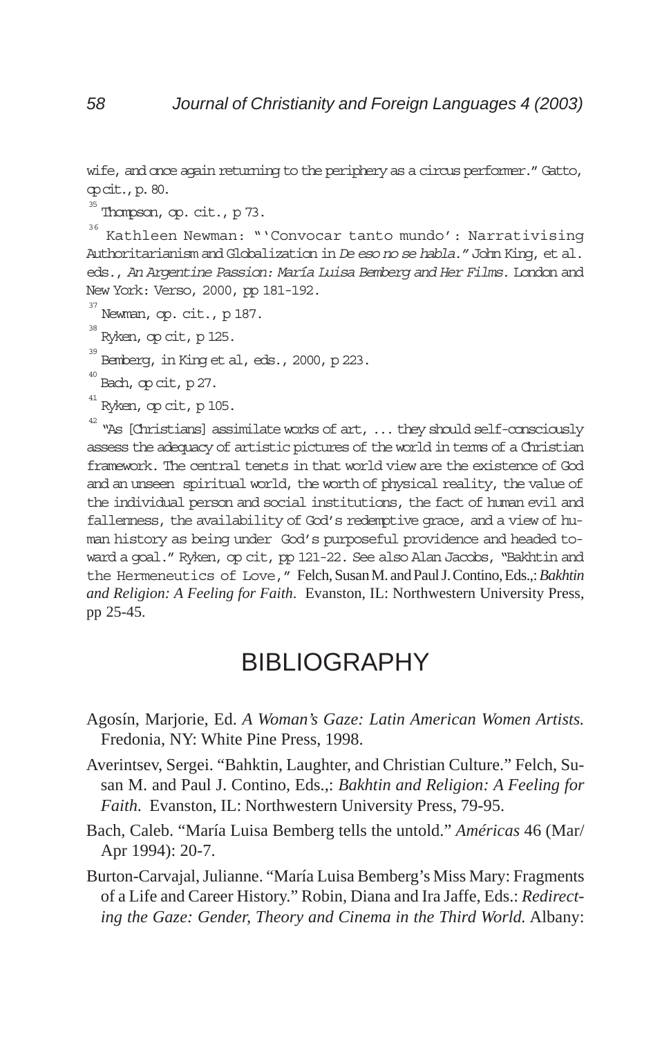wife, and once again returning to the periphery as a circus performer." Gatto, op cit., p. 80.

[35] Thompson, op. cit., p 73.

[36] Kathleen Newman: "'Convocar tanto mundo': Narrativising Authoritarianism and Globalization in *De eso no se habla*." John King, et al. eds., *An Argentine Passion: María Luisa Bemberg and Her Films*. London and New York: Verso, 2000, pp 181-192.

[37] Newman, op. cit., p 187.

[38] Ryken, op cit, p 125.

[39] Bemberg, in King et al, eds., 2000, p 223.

[40] Bach, op cit, p 27.

[41] Ryken, op cit, p 105.

[42] "As [Christians] assimilate works of art, ... they should self-consciously assess the adequacy of artistic pictures of the world in terms of a Christian framework. The central tenets in that world view are the existence of God and an unseen spiritual world, the worth of physical reality, the value of the individual person and social institutions, the fact of human evil and fallenness, the availability of God's redemptive grace, and a view of human history as being under God's purposeful providence and headed toward a goal." Ryken, op cit, pp 121-22. See also Alan Jacobs, "Bakhtin and the Hermeneutics of Love," Felch, Susan M. and Paul J. Contino, Eds.,: *Bakhtin and Religion: A Feeling for Faith*. Evanston, IL: Northwestern University Press, pp 25-45.

# BIBLIOGRAPHY

Agosín, Marjorie, Ed. *A Woman's Gaze: Latin American Women Artists.* Fredonia, NY: White Pine Press, 1998.

Averintsev, Sergei. "Bahktin, Laughter, and Christian Culture." Felch, Susan M. and Paul J. Contino, Eds.,: *Bakhtin and Religion: A Feeling for Faith.* Evanston, IL: Northwestern University Press, 79-95.

Bach, Caleb. "María Luisa Bemberg tells the untold." *Américas* 46 (Mar/Apr 1994): 20-7.

Burton-Carvajal, Julianne. "María Luisa Bemberg's Miss Mary: Fragments of a Life and Career History." Robin, Diana and Ira Jaffe, Eds.: *Redirecting the Gaze: Gender, Theory and Cinema in the Third World.* Albany: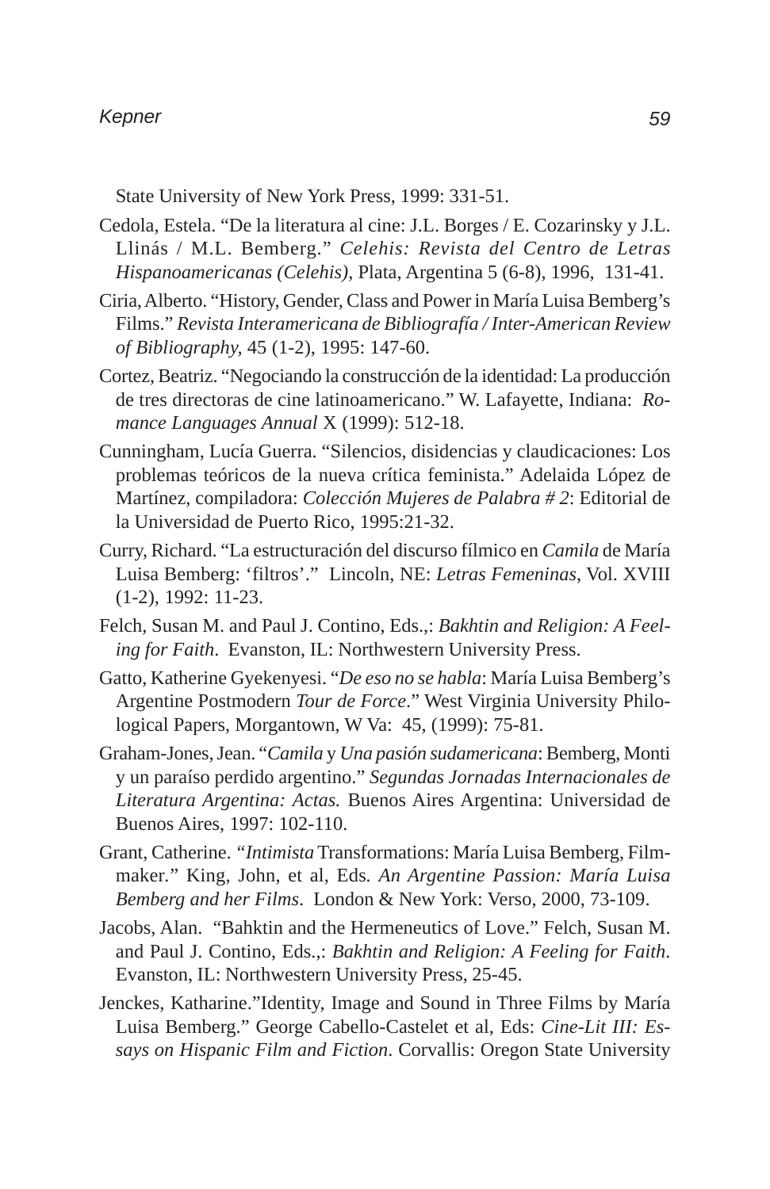State University of New York Press, 1999: 331-51.

Cedola, Estela. "De la literatura al cine: J.L. Borges / E. Cozarinsky y J.L. Llinás / M.L. Bemberg." *Celehis: Revista del Centro de Letras Hispanoamericanas (Celehis)*, Plata, Argentina 5 (6-8), 1996, 131-41.

Ciria, Alberto. "History, Gender, Class and Power in María Luisa Bemberg's Films." *Revista Interamericana de Bibliografía / Inter-American Review of Bibliography*, 45 (1-2), 1995: 147-60.

Cortez, Beatriz. "Negociando la construcción de la identidad: La producción de tres directoras de cine latinoamericano." W. Lafayette, Indiana: *Romance Languages Annual* X (1999): 512-18.

Cunningham, Lucía Guerra. "Silencios, disidencias y claudicaciones: Los problemas teóricos de la nueva crítica feminista." Adelaida López de Martínez, compiladora: *Colección Mujeres de Palabra # 2*: Editorial de la Universidad de Puerto Rico, 1995:21-32.

Curry, Richard. "La estructuración del discurso fílmico en *Camila* de María Luisa Bemberg: 'filtros'." Lincoln, NE: *Letras Femeninas*, Vol. XVIII (1-2), 1992: 11-23.

Felch, Susan M. and Paul J. Contino, Eds.,: *Bakhtin and Religion: A Feeling for Faith*. Evanston, IL: Northwestern University Press.

Gatto, Katherine Gyekenyesi. "*De eso no se habla*: María Luisa Bemberg's Argentine Postmodern *Tour de Force*." West Virginia University Philological Papers, Morgantown, W Va: 45, (1999): 75-81.

Graham-Jones, Jean. "*Camila* y *Una pasión sudamericana*: Bemberg, Monti y un paraíso perdido argentino." *Segundas Jornadas Internacionales de Literatura Argentina: Actas.* Buenos Aires Argentina: Universidad de Buenos Aires, 1997: 102-110.

Grant, Catherine. "*Intimista* Transformations: María Luisa Bemberg, Filmmaker." King, John, et al, Eds. *An Argentine Passion: María Luisa Bemberg and her Films*. London & New York: Verso, 2000, 73-109.

Jacobs, Alan. "Bahktin and the Hermeneutics of Love." Felch, Susan M. and Paul J. Contino, Eds.,: *Bakhtin and Religion: A Feeling for Faith*. Evanston, IL: Northwestern University Press, 25-45.

Jenckes, Katharine."Identity, Image and Sound in Three Films by María Luisa Bemberg." George Cabello-Castelet et al, Eds: *Cine-Lit III: Essays on Hispanic Film and Fiction*. Corvallis: Oregon State University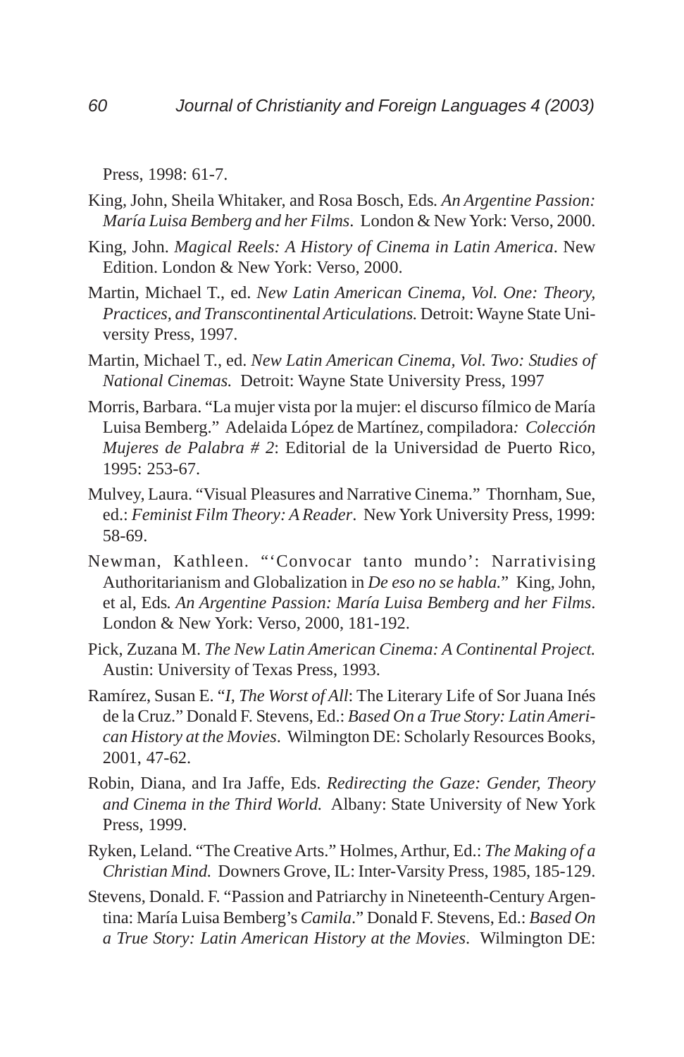Press, 1998: 61-7.

King, John, Sheila Whitaker, and Rosa Bosch, Eds. *An Argentine Passion: María Luisa Bemberg and her Films*. London & New York: Verso, 2000.

King, John. *Magical Reels: A History of Cinema in Latin America*. New Edition. London & New York: Verso, 2000.

Martin, Michael T., ed. *New Latin American Cinema, Vol. One: Theory, Practices, and Transcontinental Articulations.* Detroit: Wayne State University Press, 1997.

Martin, Michael T., ed. *New Latin American Cinema, Vol. Two: Studies of National Cinemas.* Detroit: Wayne State University Press, 1997

Morris, Barbara. "La mujer vista por la mujer: el discurso fílmico de María Luisa Bemberg." Adelaida López de Martínez, compiladora*: Colección Mujeres de Palabra # 2*: Editorial de la Universidad de Puerto Rico, 1995: 253-67.

Mulvey, Laura. "Visual Pleasures and Narrative Cinema." Thornham, Sue, ed.: *Feminist Film Theory: A Reader*. New York University Press, 1999: 58-69.

Newman, Kathleen. "'Convocar tanto mundo': Narrativising Authoritarianism and Globalization in *De eso no se habla.*" King, John, et al, Eds. *An Argentine Passion: María Luisa Bemberg and her Films*. London & New York: Verso, 2000, 181-192.

Pick, Zuzana M. *The New Latin American Cinema: A Continental Project.* Austin: University of Texas Press, 1993.

Ramírez, Susan E. "*I, The Worst of All*: The Literary Life of Sor Juana Inés de la Cruz." Donald F. Stevens, Ed.: *Based On a True Story: Latin American History at the Movies*. Wilmington DE: Scholarly Resources Books, 2001, 47-62.

Robin, Diana, and Ira Jaffe, Eds. *Redirecting the Gaze: Gender, Theory and Cinema in the Third World.* Albany: State University of New York Press, 1999.

Ryken, Leland. "The Creative Arts." Holmes, Arthur, Ed.: *The Making of a Christian Mind.* Downers Grove, IL: Inter-Varsity Press, 1985, 185-129.

Stevens, Donald. F. "Passion and Patriarchy in Nineteenth-Century Argentina: María Luisa Bemberg's *Camila*." Donald F. Stevens, Ed.: *Based On a True Story: Latin American History at the Movies*. Wilmington DE: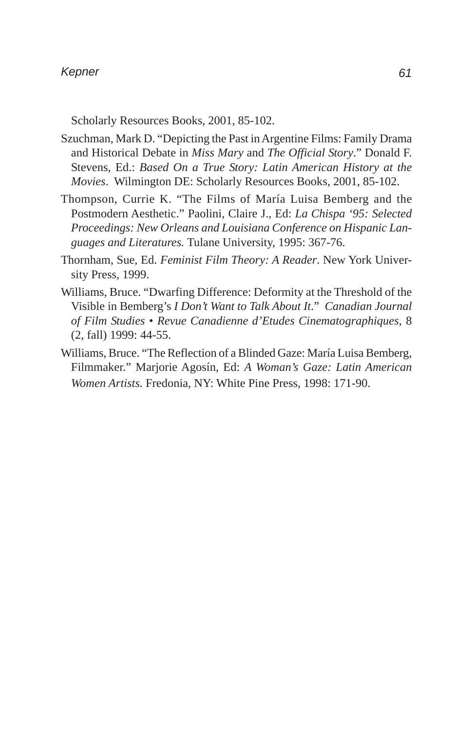Scholarly Resources Books, 2001, 85-102.

Szuchman, Mark D. "Depicting the Past in Argentine Films: Family Drama and Historical Debate in *Miss Mary* and *The Official Story*." Donald F. Stevens, Ed.: *Based On a True Story: Latin American History at the Movies*. Wilmington DE: Scholarly Resources Books, 2001, 85-102.

Thompson, Currie K. "The Films of María Luisa Bemberg and the Postmodern Aesthetic." Paolini, Claire J., Ed: *La Chispa '95: Selected Proceedings: New Orleans and Louisiana Conference on Hispanic Languages and Literatures.* Tulane University, 1995: 367-76.

Thornham, Sue, Ed. *Feminist Film Theory: A Reader*. New York University Press, 1999.

Williams, Bruce. "Dwarfing Difference: Deformity at the Threshold of the Visible in Bemberg's *I Don't Want to Talk About It*." *Canadian Journal of Film Studies • Revue Canadienne d'Etudes Cinematographiques*, 8 (2, fall) 1999: 44-55.

Williams, Bruce. "The Reflection of a Blinded Gaze: María Luisa Bemberg, Filmmaker." Marjorie Agosín, Ed: *A Woman's Gaze: Latin American Women Artists.* Fredonia, NY: White Pine Press, 1998: 171-90.